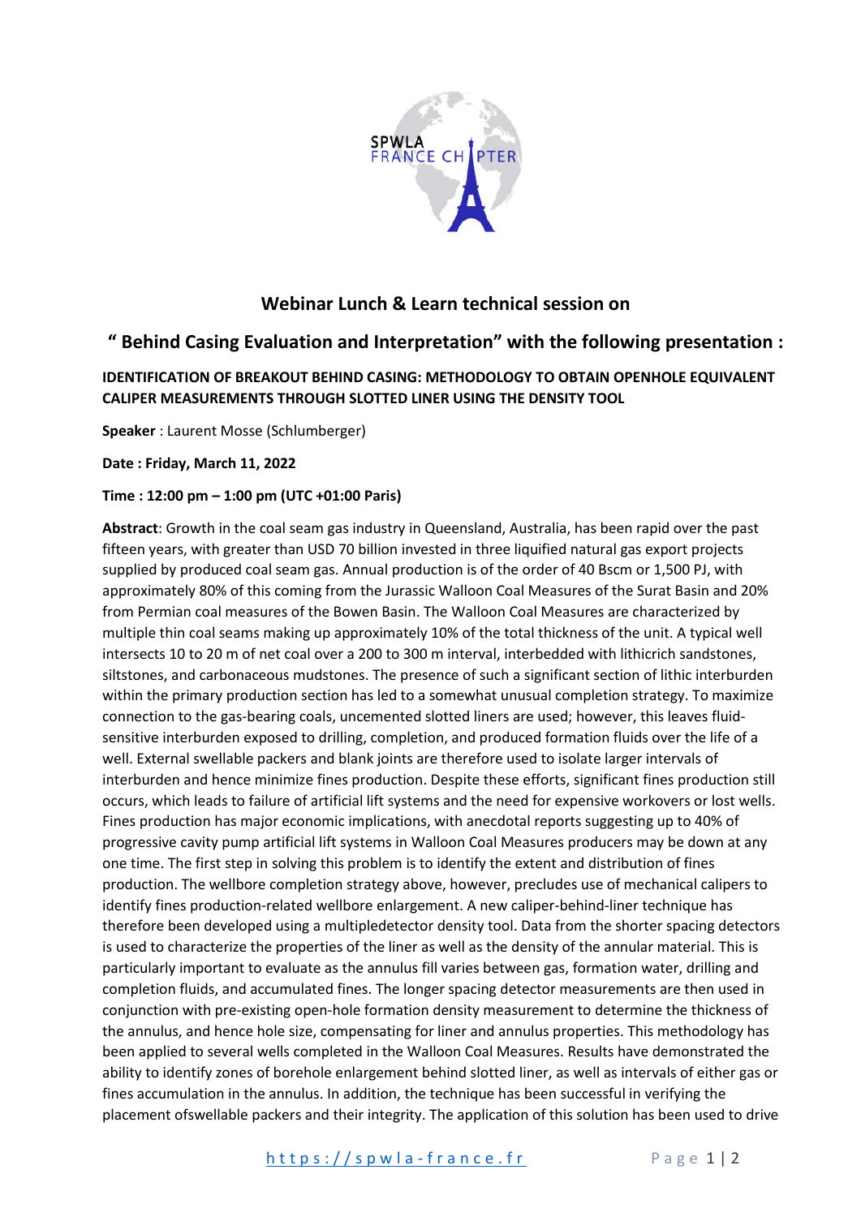## Webinar Lunch & Learn technical session on

## " Behind Casing Evaluation and Interpretation" with the following presentation :

**IDENTIFICATION OF BREAKOUT BEHIND CASING: METHODOLOGY TO OBTAIN OPENHOLE EQUIVALENT CALIPER MEASUREMENTS THROUGH SLOTTED LINER USING THE DENSITY TOOL**

**Speaker** : Laurent Mosse (Schlumberger)

**Date : Friday, March 11, 2022**

**Time : 12:00 pm – 1:00 pm (UTC +01:00 Paris)**

**Abstract**: Growth in the coal seam gas industry in Queensland, Australia, has been rapid over the past fifteen years, with greater than USD 70 billion invested in three liquified natural gas export projects supplied by produced coal seam gas. Annual production is of the order of 40 Bscm or 1,500 PJ, with approximately 80% of this coming from the Jurassic Walloon Coal Measures of the Surat Basin and 20% from Permian coal measures of the Bowen Basin. The Walloon Coal Measures are characterized by multiple thin coal seams making up approximately 10% of the total thickness of the unit. A typical well intersects 10 to 20 m of net coal over a 200 to 300 m interval, interbedded with lithicrich sandstones, siltstones, and carbonaceous mudstones. The presence of such a significant section of lithic interburden within the primary production section has led to a somewhat unusual completion strategy. To maximize connection to the gas-bearing coals, uncemented slotted liners are used; however, this leaves fluid-sensitive interburden exposed to drilling, completion, and produced formation fluids over the life of a well. External swellable packers and blank joints are therefore used to isolate larger intervals of interburden and hence minimize fines production. Despite these efforts, significant fines production still occurs, which leads to failure of artificial lift systems and the need for expensive workovers or lost wells. Fines production has major economic implications, with anecdotal reports suggesting up to 40% of progressive cavity pump artificial lift systems in Walloon Coal Measures producers may be down at any one time. The first step in solving this problem is to identify the extent and distribution of fines production. The wellbore completion strategy above, however, precludes use of mechanical calipers to identify fines production-related wellbore enlargement. A new caliper-behind-liner technique has therefore been developed using a multipledetector density tool. Data from the shorter spacing detectors is used to characterize the properties of the liner as well as the density of the annular material. This is particularly important to evaluate as the annulus fill varies between gas, formation water, drilling and completion fluids, and accumulated fines. The longer spacing detector measurements are then used in conjunction with pre-existing open-hole formation density measurement to determine the thickness of the annulus, and hence hole size, compensating for liner and annulus properties. This methodology has been applied to several wells completed in the Walloon Coal Measures. Results have demonstrated the ability to identify zones of borehole enlargement behind slotted liner, as well as intervals of either gas or fines accumulation in the annulus. In addition, the technique has been successful in verifying the placement ofswellable packers and their integrity. The application of this solution has been used to drive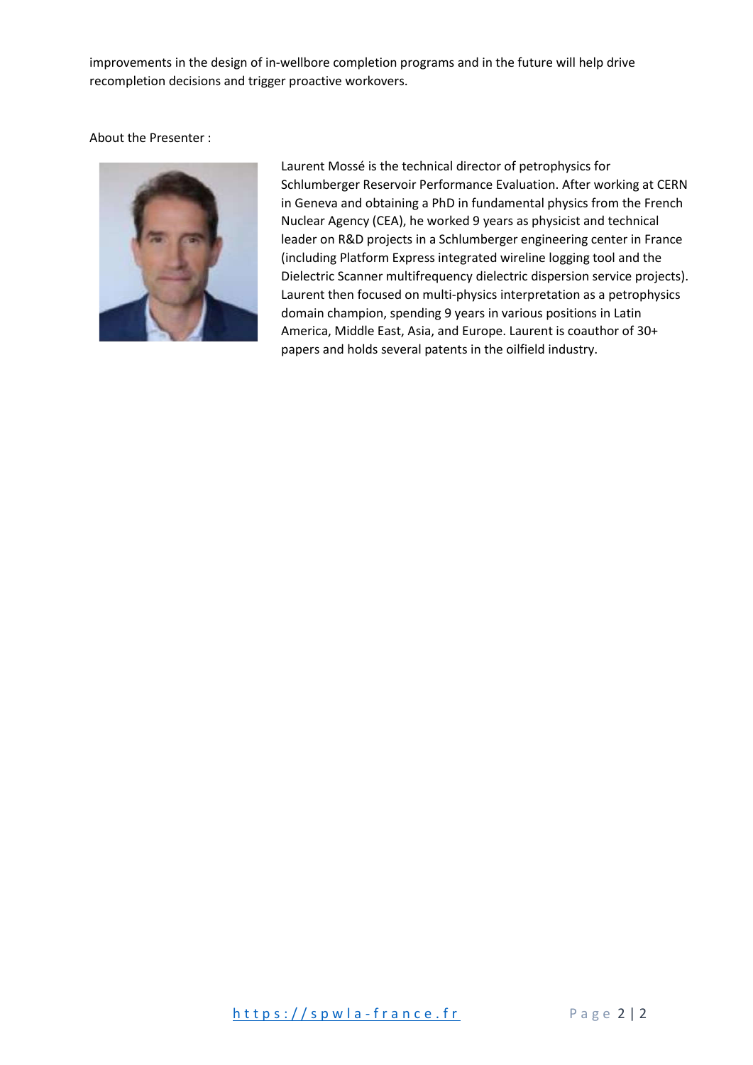improvements in the design of in-wellbore completion programs and in the future will help drive recompletion decisions and trigger proactive workovers.

About the Presenter :

Laurent Mossé is the technical director of petrophysics for Schlumberger Reservoir Performance Evaluation. After working at CERN in Geneva and obtaining a PhD in fundamental physics from the French Nuclear Agency (CEA), he worked 9 years as physicist and technical leader on R&D projects in a Schlumberger engineering center in France (including Platform Express integrated wireline logging tool and the Dielectric Scanner multifrequency dielectric dispersion service projects). Laurent then focused on multi-physics interpretation as a petrophysics domain champion, spending 9 years in various positions in Latin America, Middle East, Asia, and Europe. Laurent is coauthor of 30+ papers and holds several patents in the oilfield industry.